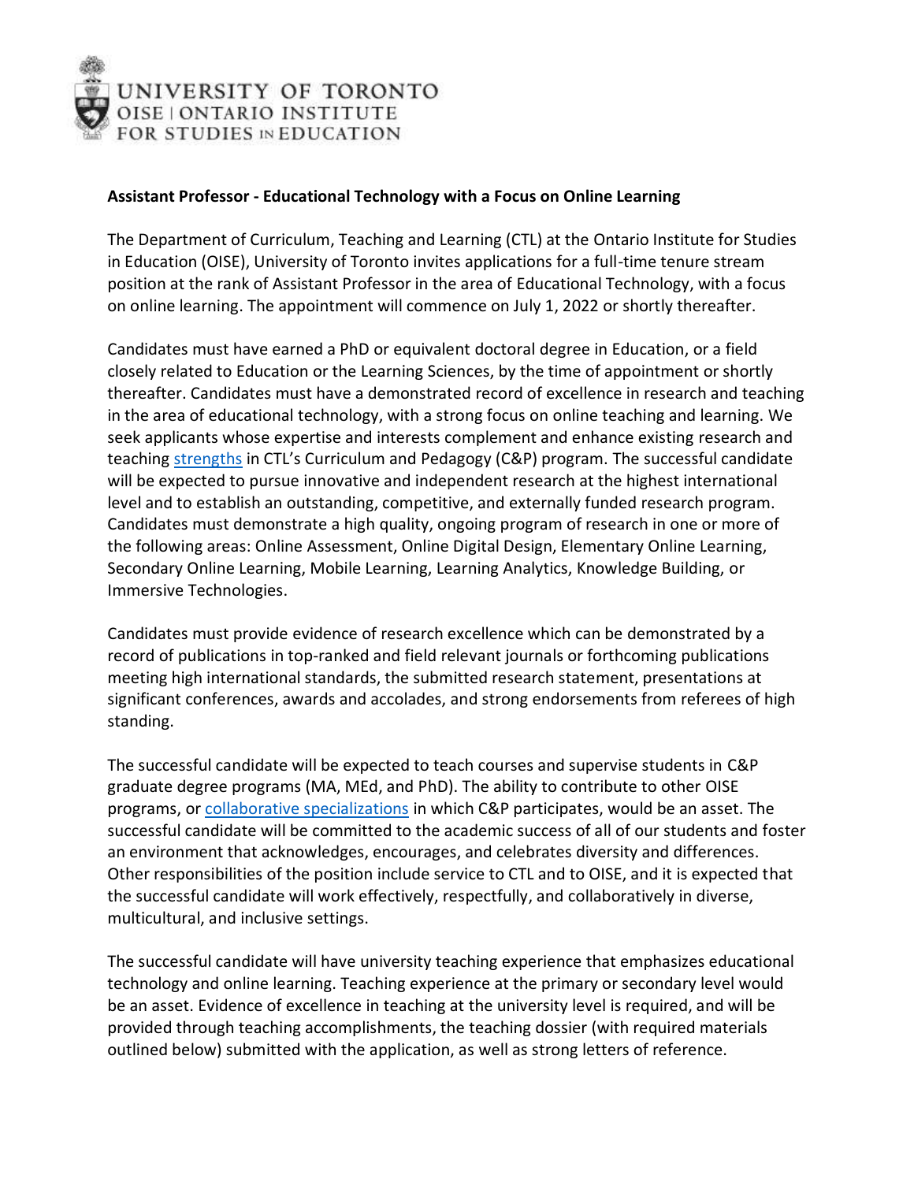UNIVERSITY OF TORONTO
OISE | ONTARIO INSTITUTE
FOR STUDIES IN EDUCATION

**Assistant Professor - Educational Technology with a Focus on Online Learning**

The Department of Curriculum, Teaching and Learning (CTL) at the Ontario Institute for Studies in Education (OISE), University of Toronto invites applications for a full-time tenure stream position at the rank of Assistant Professor in the area of Educational Technology, with a focus on online learning. The appointment will commence on July 1, 2022 or shortly thereafter.

Candidates must have earned a PhD or equivalent doctoral degree in Education, or a field closely related to Education or the Learning Sciences, by the time of appointment or shortly thereafter. Candidates must have a demonstrated record of excellence in research and teaching in the area of educational technology, with a strong focus on online teaching and learning. We seek applicants whose expertise and interests complement and enhance existing research and teaching strengths in CTL's Curriculum and Pedagogy (C&P) program. The successful candidate will be expected to pursue innovative and independent research at the highest international level and to establish an outstanding, competitive, and externally funded research program. Candidates must demonstrate a high quality, ongoing program of research in one or more of the following areas: Online Assessment, Online Digital Design, Elementary Online Learning, Secondary Online Learning, Mobile Learning, Learning Analytics, Knowledge Building, or Immersive Technologies.

Candidates must provide evidence of research excellence which can be demonstrated by a record of publications in top-ranked and field relevant journals or forthcoming publications meeting high international standards, the submitted research statement, presentations at significant conferences, awards and accolades, and strong endorsements from referees of high standing.

The successful candidate will be expected to teach courses and supervise students in C&P graduate degree programs (MA, MEd, and PhD). The ability to contribute to other OISE programs, or collaborative specializations in which C&P participates, would be an asset. The successful candidate will be committed to the academic success of all of our students and foster an environment that acknowledges, encourages, and celebrates diversity and differences. Other responsibilities of the position include service to CTL and to OISE, and it is expected that the successful candidate will work effectively, respectfully, and collaboratively in diverse, multicultural, and inclusive settings.

The successful candidate will have university teaching experience that emphasizes educational technology and online learning. Teaching experience at the primary or secondary level would be an asset. Evidence of excellence in teaching at the university level is required, and will be provided through teaching accomplishments, the teaching dossier (with required materials outlined below) submitted with the application, as well as strong letters of reference.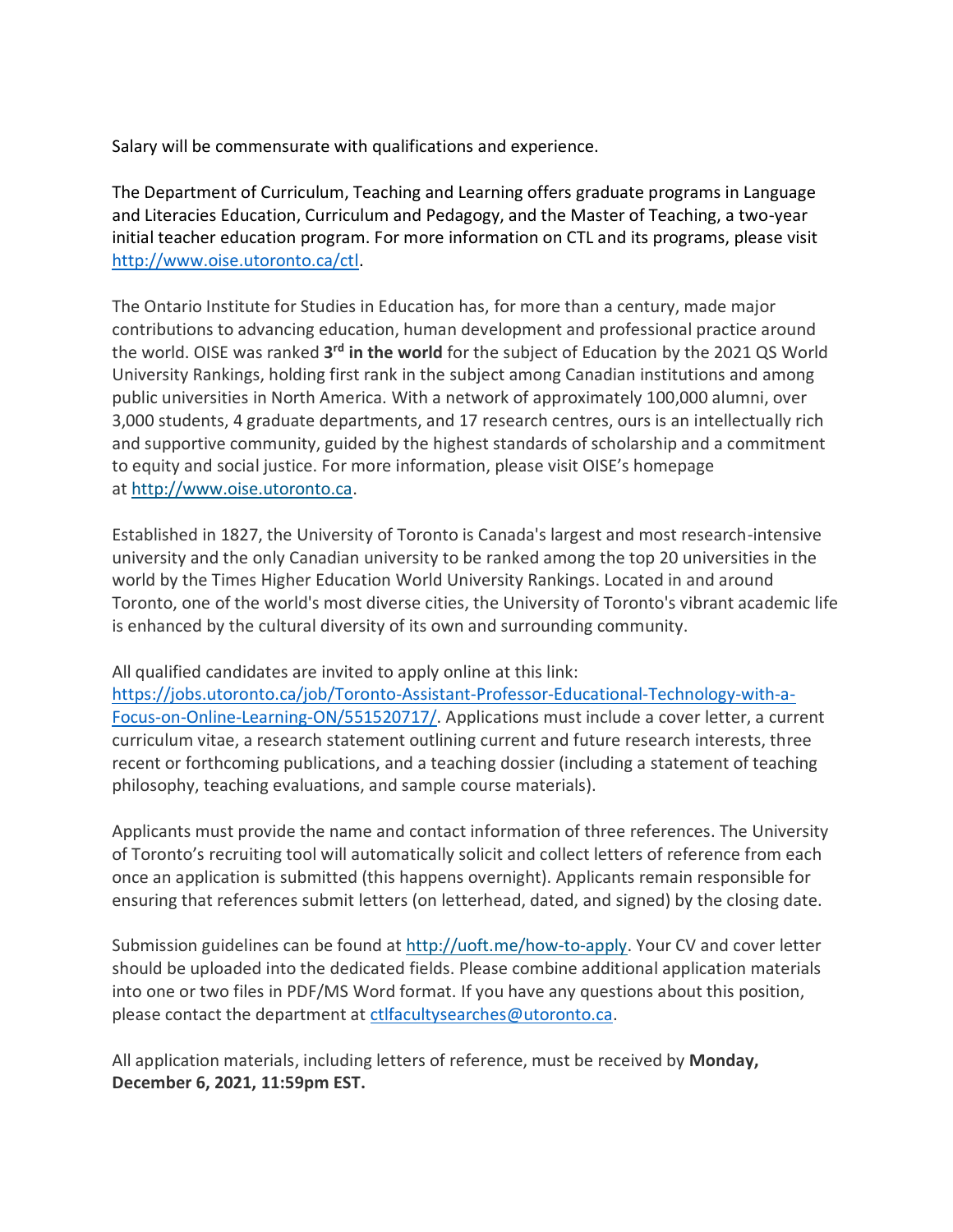Salary will be commensurate with qualifications and experience.

The Department of Curriculum, Teaching and Learning offers graduate programs in Language and Literacies Education, Curriculum and Pedagogy, and the Master of Teaching, a two-year initial teacher education program. For more information on CTL and its programs, please visit [http://www.oise.utoronto.ca/ctl](http://www.oise.utoronto.ca/ctl).

The Ontario Institute for Studies in Education has, for more than a century, made major contributions to advancing education, human development and professional practice around the world. OISE was ranked **3rd in the world** for the subject of Education by the 2021 QS World University Rankings, holding first rank in the subject among Canadian institutions and among public universities in North America. With a network of approximately 100,000 alumni, over 3,000 students, 4 graduate departments, and 17 research centres, ours is an intellectually rich and supportive community, guided by the highest standards of scholarship and a commitment to equity and social justice. For more information, please visit OISE's homepage at [http://www.oise.utoronto.ca](http://www.oise.utoronto.ca).

Established in 1827, the University of Toronto is Canada's largest and most research-intensive university and the only Canadian university to be ranked among the top 20 universities in the world by the Times Higher Education World University Rankings. Located in and around Toronto, one of the world's most diverse cities, the University of Toronto's vibrant academic life is enhanced by the cultural diversity of its own and surrounding community.

All qualified candidates are invited to apply online at this link: [https://jobs.utoronto.ca/job/Toronto-Assistant-Professor-Educational-Technology-with-a-Focus-on-Online-Learning-ON/551520717/](https://jobs.utoronto.ca/job/Toronto-Assistant-Professor-Educational-Technology-with-a-Focus-on-Online-Learning-ON/551520717/). Applications must include a cover letter, a current curriculum vitae, a research statement outlining current and future research interests, three recent or forthcoming publications, and a teaching dossier (including a statement of teaching philosophy, teaching evaluations, and sample course materials).

Applicants must provide the name and contact information of three references. The University of Toronto's recruiting tool will automatically solicit and collect letters of reference from each once an application is submitted (this happens overnight). Applicants remain responsible for ensuring that references submit letters (on letterhead, dated, and signed) by the closing date.

Submission guidelines can be found at [http://uoft.me/how-to-apply](http://uoft.me/how-to-apply). Your CV and cover letter should be uploaded into the dedicated fields. Please combine additional application materials into one or two files in PDF/MS Word format. If you have any questions about this position, please contact the department at [ctlfacultysearches@utoronto.ca](mailto:ctlfacultysearches@utoronto.ca).

All application materials, including letters of reference, must be received by **Monday, December 6, 2021, 11:59pm EST.**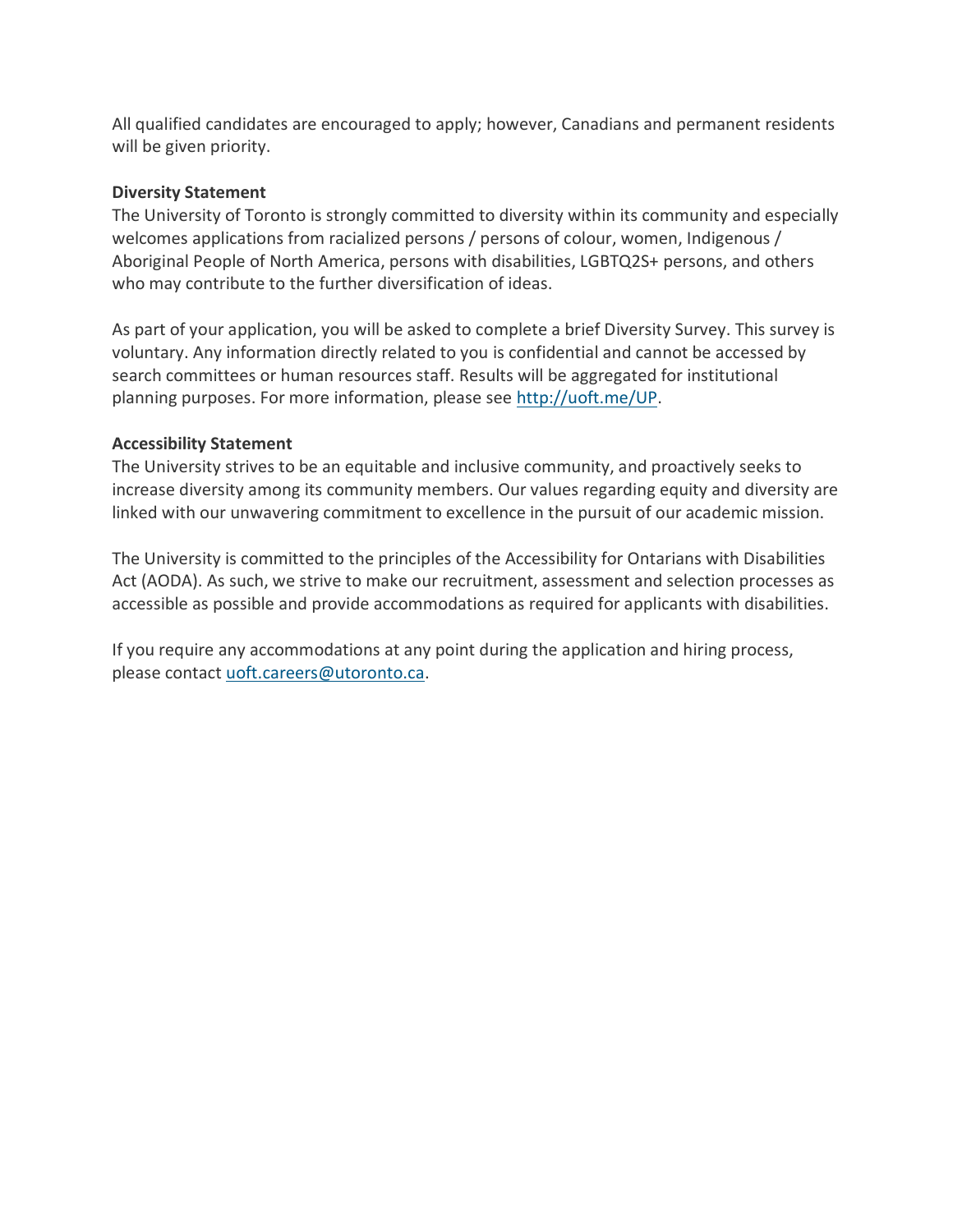All qualified candidates are encouraged to apply; however, Canadians and permanent residents will be given priority.

**Diversity Statement**
The University of Toronto is strongly committed to diversity within its community and especially welcomes applications from racialized persons / persons of colour, women, Indigenous / Aboriginal People of North America, persons with disabilities, LGBTQ2S+ persons, and others who may contribute to the further diversification of ideas.

As part of your application, you will be asked to complete a brief Diversity Survey. This survey is voluntary. Any information directly related to you is confidential and cannot be accessed by search committees or human resources staff. Results will be aggregated for institutional planning purposes. For more information, please see [http://uoft.me/UP](http://uoft.me/UP).

**Accessibility Statement**
The University strives to be an equitable and inclusive community, and proactively seeks to increase diversity among its community members. Our values regarding equity and diversity are linked with our unwavering commitment to excellence in the pursuit of our academic mission.

The University is committed to the principles of the Accessibility for Ontarians with Disabilities Act (AODA). As such, we strive to make our recruitment, assessment and selection processes as accessible as possible and provide accommodations as required for applicants with disabilities.

If you require any accommodations at any point during the application and hiring process, please contact [uoft.careers@utoronto.ca](mailto:uoft.careers@utoronto.ca).